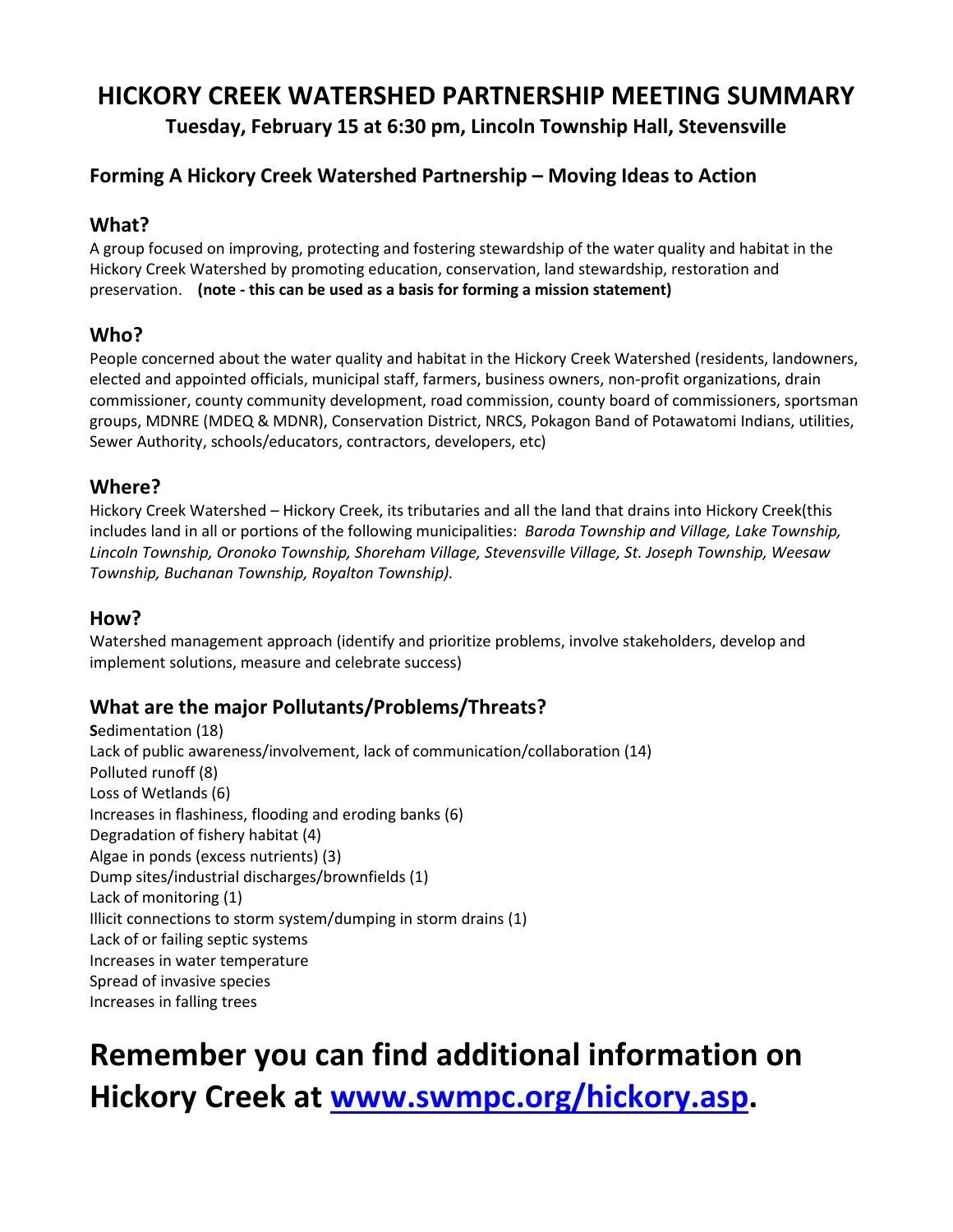# HICKORY CREEK WATERSHED PARTNERSHIP MEETING SUMMARY

**Tuesday, February 15 at 6:30 pm, Lincoln Township Hall, Stevensville**

## Forming A Hickory Creek Watershed Partnership – Moving Ideas to Action

### What?

A group focused on improving, protecting and fostering stewardship of the water quality and habitat in the Hickory Creek Watershed by promoting education, conservation, land stewardship, restoration and preservation. **(note - this can be used as a basis for forming a mission statement)**

### Who?

People concerned about the water quality and habitat in the Hickory Creek Watershed (residents, landowners, elected and appointed officials, municipal staff, farmers, business owners, non-profit organizations, drain commissioner, county community development, road commission, county board of commissioners, sportsman groups, MDNRE (MDEQ & MDNR), Conservation District, NRCS, Pokagon Band of Potawatomi Indians, utilities, Sewer Authority, schools/educators, contractors, developers, etc)

### Where?

Hickory Creek Watershed – Hickory Creek, its tributaries and all the land that drains into Hickory Creek(this includes land in all or portions of the following municipalities: *Baroda Township and Village, Lake Township, Lincoln Township, Oronoko Township, Shoreham Village, Stevensville Village, St. Joseph Township, Weesaw Township, Buchanan Township, Royalton Township).*

### How?

Watershed management approach (identify and prioritize problems, involve stakeholders, develop and implement solutions, measure and celebrate success)

### What are the major Pollutants/Problems/Threats?

**S**edimentation (18)
Lack of public awareness/involvement, lack of communication/collaboration (14)
Polluted runoff (8)
Loss of Wetlands (6)
Increases in flashiness, flooding and eroding banks (6)
Degradation of fishery habitat (4)
Algae in ponds (excess nutrients) (3)
Dump sites/industrial discharges/brownfields (1)
Lack of monitoring (1)
Illicit connections to storm system/dumping in storm drains (1)
Lack of or failing septic systems
Increases in water temperature
Spread of invasive species
Increases in falling trees

# Remember you can find additional information on Hickory Creek at [www.swmpc.org/hickory.asp](www.swmpc.org/hickory.asp).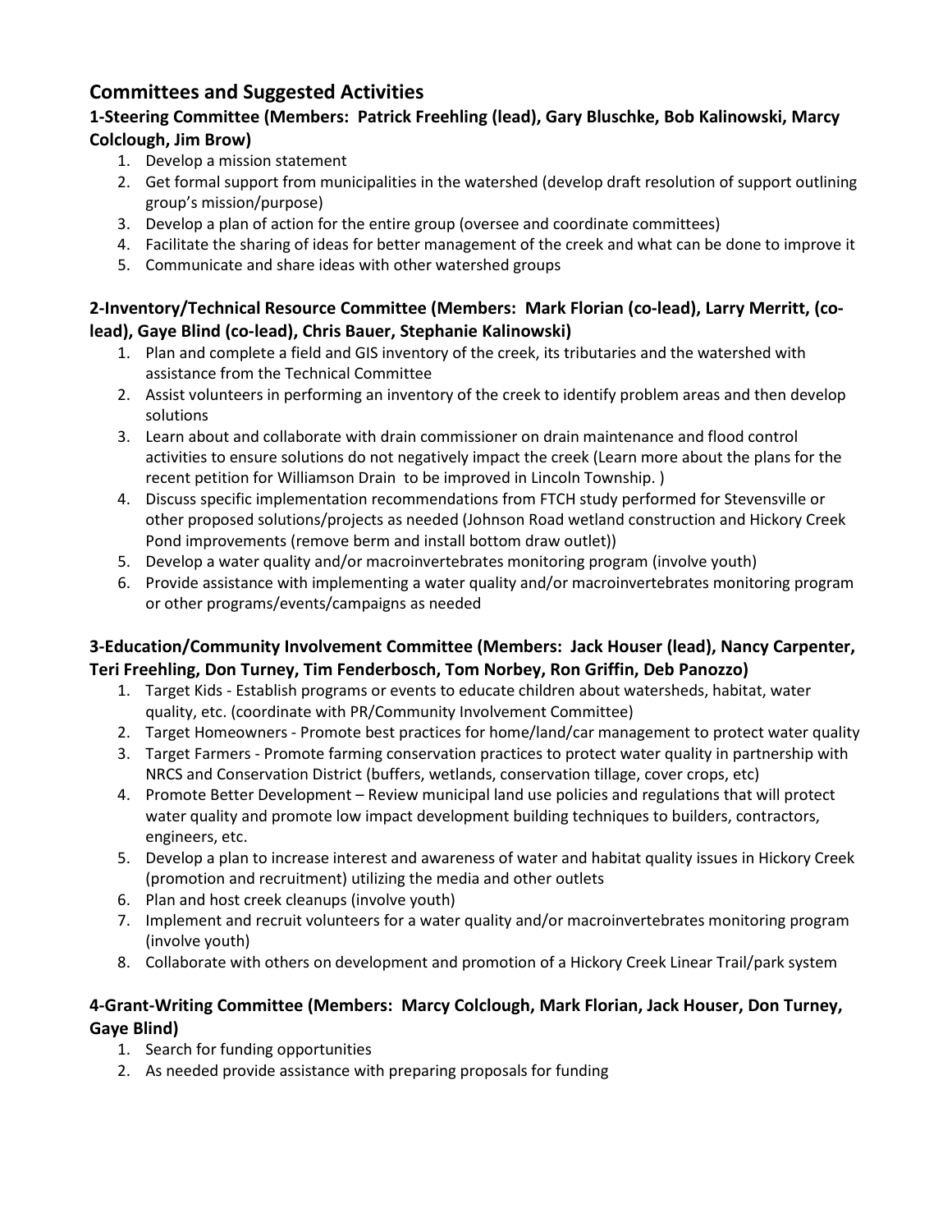## Committees and Suggested Activities

### 1-Steering Committee (Members: Patrick Freehling (lead), Gary Bluschke, Bob Kalinowski, Marcy Colclough, Jim Brow)

1. Develop a mission statement
2. Get formal support from municipalities in the watershed (develop draft resolution of support outlining group's mission/purpose)
3. Develop a plan of action for the entire group (oversee and coordinate committees)
4. Facilitate the sharing of ideas for better management of the creek and what can be done to improve it
5. Communicate and share ideas with other watershed groups

### 2-Inventory/Technical Resource Committee (Members: Mark Florian (co-lead), Larry Merritt, (co-lead), Gaye Blind (co-lead), Chris Bauer, Stephanie Kalinowski)

1. Plan and complete a field and GIS inventory of the creek, its tributaries and the watershed with assistance from the Technical Committee
2. Assist volunteers in performing an inventory of the creek to identify problem areas and then develop solutions
3. Learn about and collaborate with drain commissioner on drain maintenance and flood control activities to ensure solutions do not negatively impact the creek (Learn more about the plans for the recent petition for Williamson Drain to be improved in Lincoln Township. )
4. Discuss specific implementation recommendations from FTCH study performed for Stevensville or other proposed solutions/projects as needed (Johnson Road wetland construction and Hickory Creek Pond improvements (remove berm and install bottom draw outlet))
5. Develop a water quality and/or macroinvertebrates monitoring program (involve youth)
6. Provide assistance with implementing a water quality and/or macroinvertebrates monitoring program or other programs/events/campaigns as needed

### 3-Education/Community Involvement Committee (Members: Jack Houser (lead), Nancy Carpenter, Teri Freehling, Don Turney, Tim Fenderbosch, Tom Norbey, Ron Griffin, Deb Panozzo)

1. Target Kids - Establish programs or events to educate children about watersheds, habitat, water quality, etc. (coordinate with PR/Community Involvement Committee)
2. Target Homeowners - Promote best practices for home/land/car management to protect water quality
3. Target Farmers - Promote farming conservation practices to protect water quality in partnership with NRCS and Conservation District (buffers, wetlands, conservation tillage, cover crops, etc)
4. Promote Better Development – Review municipal land use policies and regulations that will protect water quality and promote low impact development building techniques to builders, contractors, engineers, etc.
5. Develop a plan to increase interest and awareness of water and habitat quality issues in Hickory Creek (promotion and recruitment) utilizing the media and other outlets
6. Plan and host creek cleanups (involve youth)
7. Implement and recruit volunteers for a water quality and/or macroinvertebrates monitoring program (involve youth)
8. Collaborate with others on development and promotion of a Hickory Creek Linear Trail/park system

### 4-Grant-Writing Committee (Members: Marcy Colclough, Mark Florian, Jack Houser, Don Turney, Gaye Blind)

1. Search for funding opportunities
2. As needed provide assistance with preparing proposals for funding